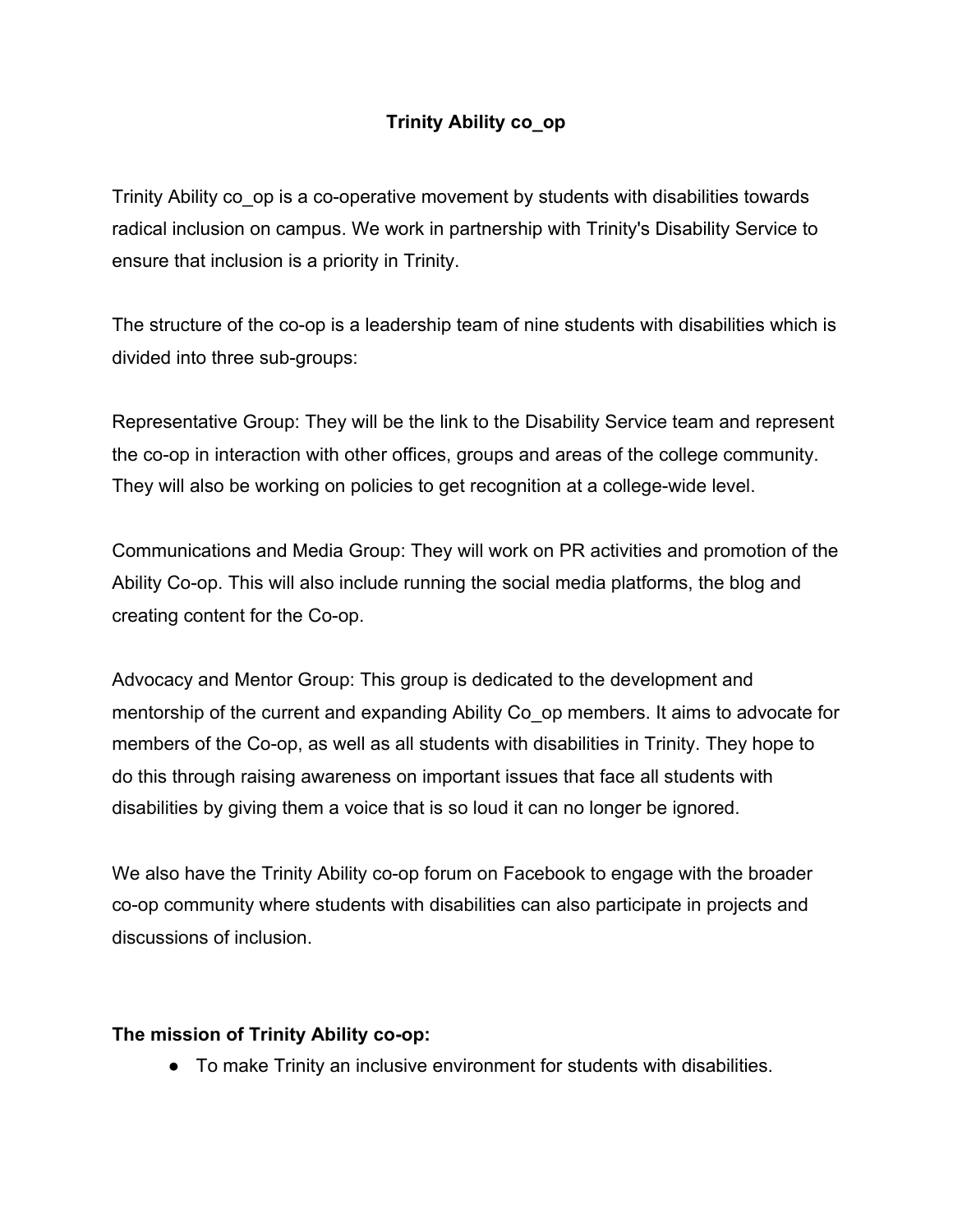# Trinity Ability co_op

Trinity Ability co_op is a co-operative movement by students with disabilities towards radical inclusion on campus. We work in partnership with Trinity's Disability Service to ensure that inclusion is a priority in Trinity.

The structure of the co-op is a leadership team of nine students with disabilities which is divided into three sub-groups:

Representative Group: They will be the link to the Disability Service team and represent the co-op in interaction with other offices, groups and areas of the college community. They will also be working on policies to get recognition at a college-wide level.

Communications and Media Group: They will work on PR activities and promotion of the Ability Co-op. This will also include running the social media platforms, the blog and creating content for the Co-op.

Advocacy and Mentor Group: This group is dedicated to the development and mentorship of the current and expanding Ability Co_op members. It aims to advocate for members of the Co-op, as well as all students with disabilities in Trinity. They hope to do this through raising awareness on important issues that face all students with disabilities by giving them a voice that is so loud it can no longer be ignored.

We also have the Trinity Ability co-op forum on Facebook to engage with the broader co-op community where students with disabilities can also participate in projects and discussions of inclusion.

**The mission of Trinity Ability co-op:**

- To make Trinity an inclusive environment for students with disabilities.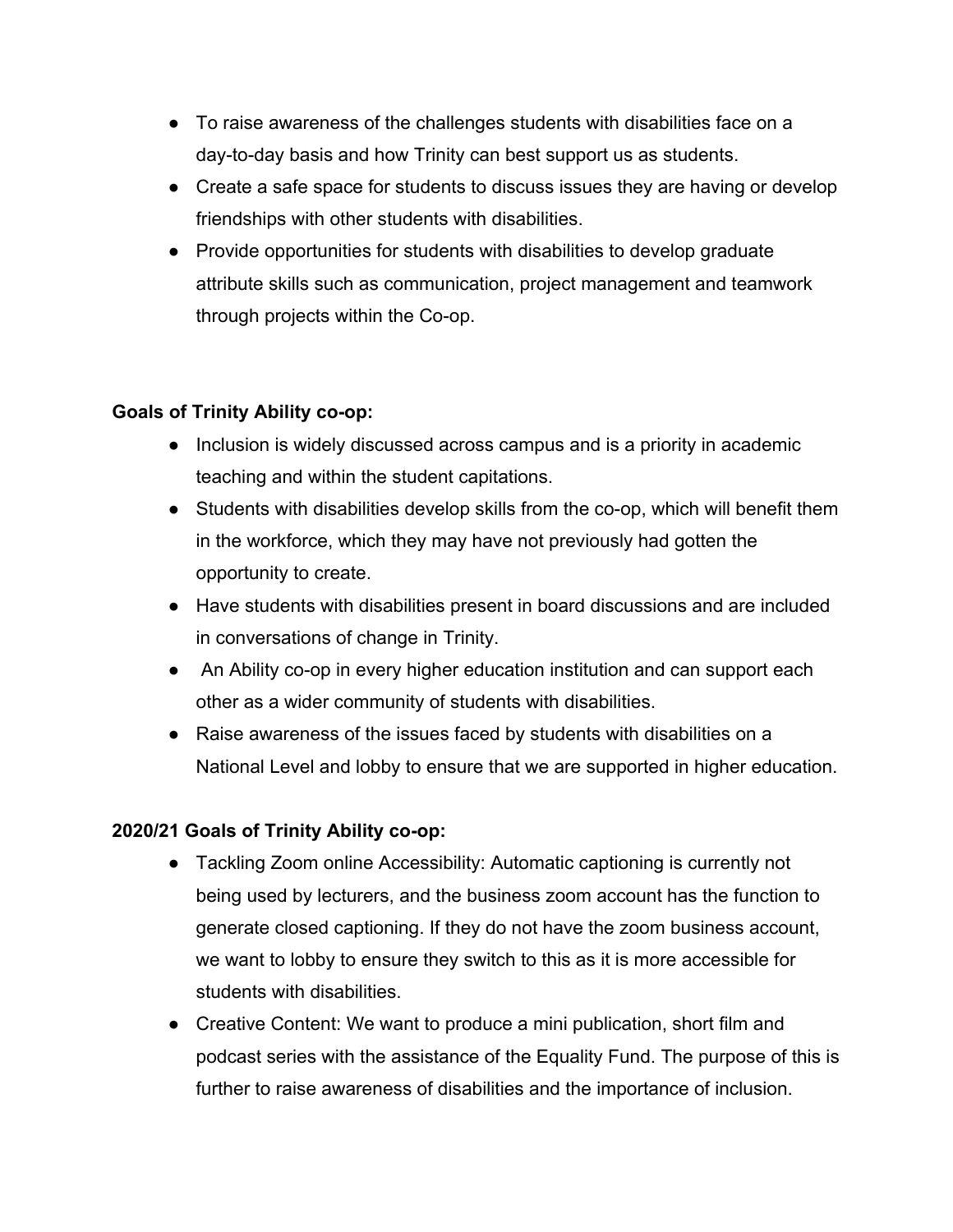- To raise awareness of the challenges students with disabilities face on a day-to-day basis and how Trinity can best support us as students.
- Create a safe space for students to discuss issues they are having or develop friendships with other students with disabilities.
- Provide opportunities for students with disabilities to develop graduate attribute skills such as communication, project management and teamwork through projects within the Co-op.

**Goals of Trinity Ability co-op:**

- Inclusion is widely discussed across campus and is a priority in academic teaching and within the student capitations.
- Students with disabilities develop skills from the co-op, which will benefit them in the workforce, which they may have not previously had gotten the opportunity to create.
- Have students with disabilities present in board discussions and are included in conversations of change in Trinity.
- An Ability co-op in every higher education institution and can support each other as a wider community of students with disabilities.
- Raise awareness of the issues faced by students with disabilities on a National Level and lobby to ensure that we are supported in higher education.

**2020/21 Goals of Trinity Ability co-op:**

- Tackling Zoom online Accessibility: Automatic captioning is currently not being used by lecturers, and the business zoom account has the function to generate closed captioning. If they do not have the zoom business account, we want to lobby to ensure they switch to this as it is more accessible for students with disabilities.
- Creative Content: We want to produce a mini publication, short film and podcast series with the assistance of the Equality Fund. The purpose of this is further to raise awareness of disabilities and the importance of inclusion.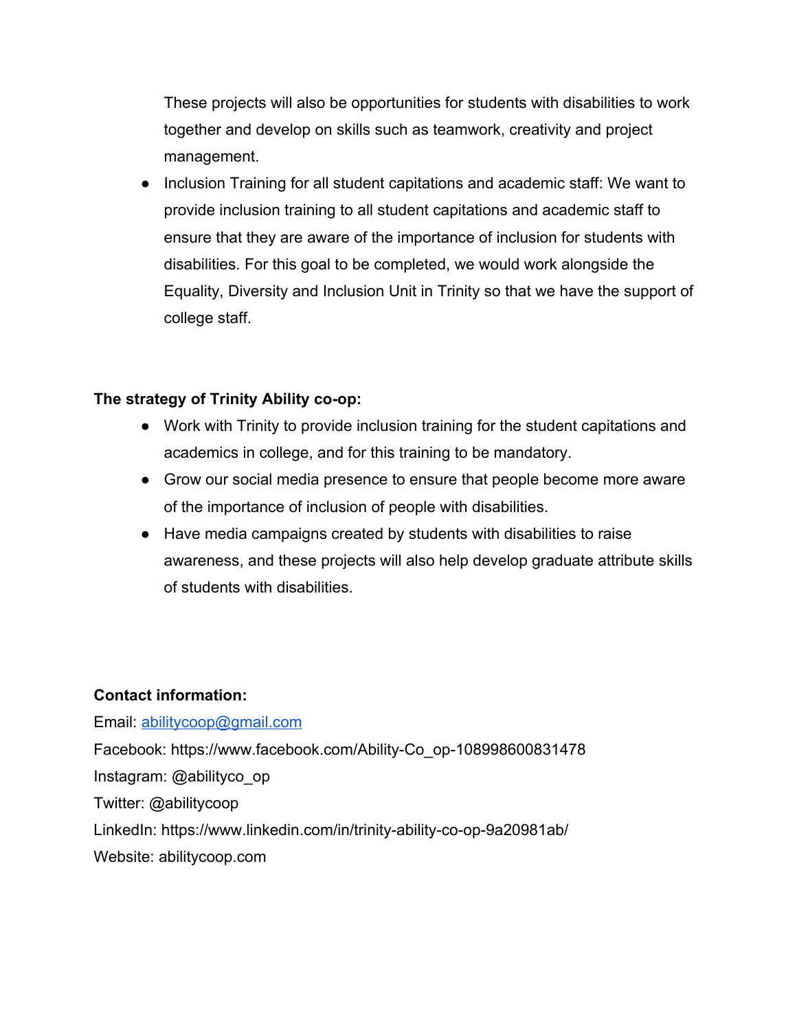These projects will also be opportunities for students with disabilities to work together and develop on skills such as teamwork, creativity and project management.

- Inclusion Training for all student capitations and academic staff: We want to provide inclusion training to all student capitations and academic staff to ensure that they are aware of the importance of inclusion for students with disabilities. For this goal to be completed, we would work alongside the Equality, Diversity and Inclusion Unit in Trinity so that we have the support of college staff.

**The strategy of Trinity Ability co-op:**

- Work with Trinity to provide inclusion training for the student capitations and academics in college, and for this training to be mandatory.
- Grow our social media presence to ensure that people become more aware of the importance of inclusion of people with disabilities.
- Have media campaigns created by students with disabilities to raise awareness, and these projects will also help develop graduate attribute skills of students with disabilities.

**Contact information:**

Email: abilitycoop@gmail.com

Facebook: https://www.facebook.com/Ability-Co_op-108998600831478

Instagram: @abilityco_op

Twitter: @abilitycoop

LinkedIn: https://www.linkedin.com/in/trinity-ability-co-op-9a20981ab/

Website: abilitycoop.com